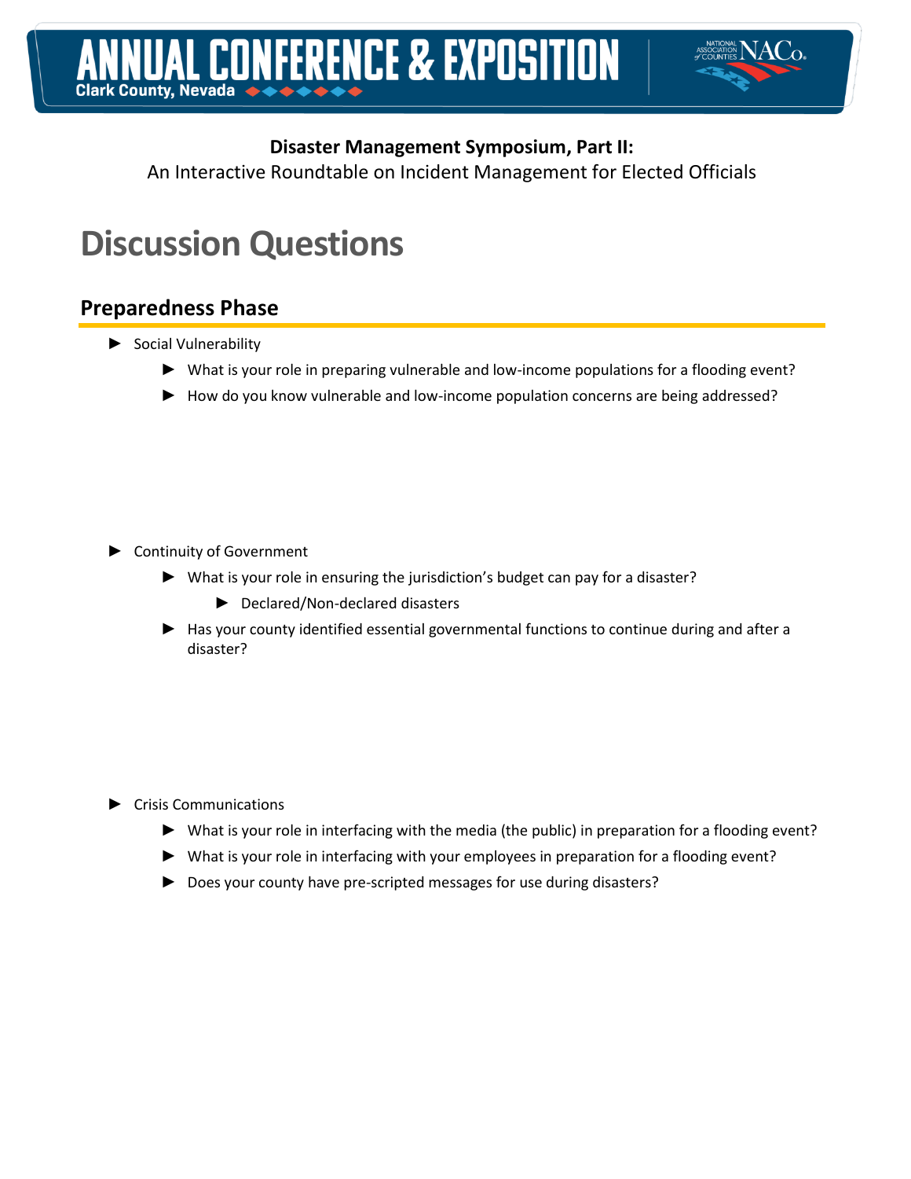Annual Conference & Exposition
Clark County, Nevada

**Disaster Management Symposium, Part II:**
An Interactive Roundtable on Incident Management for Elected Officials

# Discussion Questions

## Preparedness Phase

- Social Vulnerability
  - What is your role in preparing vulnerable and low-income populations for a flooding event?
  - How do you know vulnerable and low-income population concerns are being addressed?

- Continuity of Government
  - What is your role in ensuring the jurisdiction's budget can pay for a disaster?
    - Declared/Non-declared disasters
  - Has your county identified essential governmental functions to continue during and after a disaster?

- Crisis Communications
  - What is your role in interfacing with the media (the public) in preparation for a flooding event?
  - What is your role in interfacing with your employees in preparation for a flooding event?
  - Does your county have pre-scripted messages for use during disasters?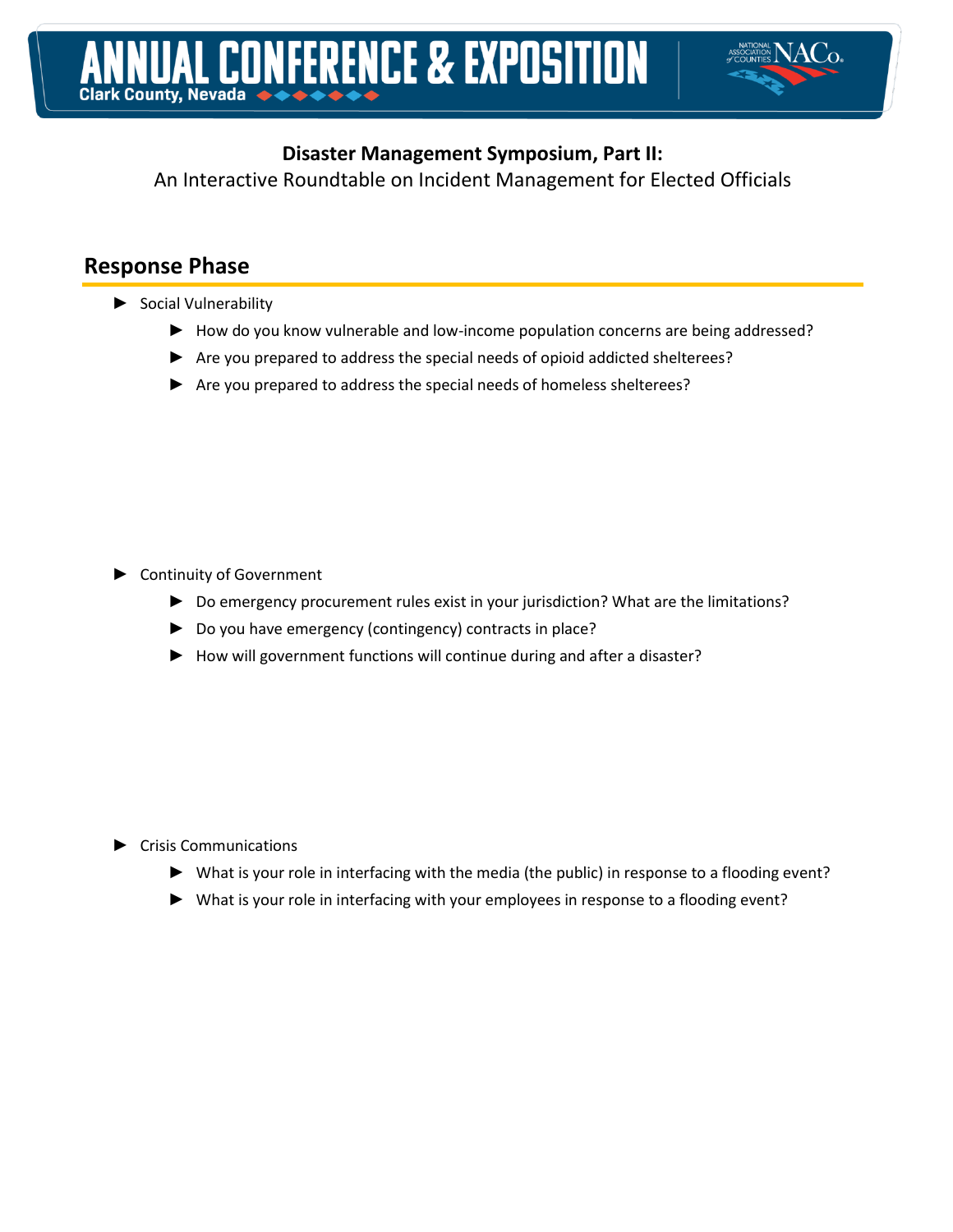**Disaster Management Symposium, Part II:**

An Interactive Roundtable on Incident Management for Elected Officials

## Response Phase

- Social Vulnerability
  - How do you know vulnerable and low-income population concerns are being addressed?
  - Are you prepared to address the special needs of opioid addicted shelterees?
  - Are you prepared to address the special needs of homeless shelterees?

- Continuity of Government
  - Do emergency procurement rules exist in your jurisdiction? What are the limitations?
  - Do you have emergency (contingency) contracts in place?
  - How will government functions will continue during and after a disaster?

- Crisis Communications
  - What is your role in interfacing with the media (the public) in response to a flooding event?
  - What is your role in interfacing with your employees in response to a flooding event?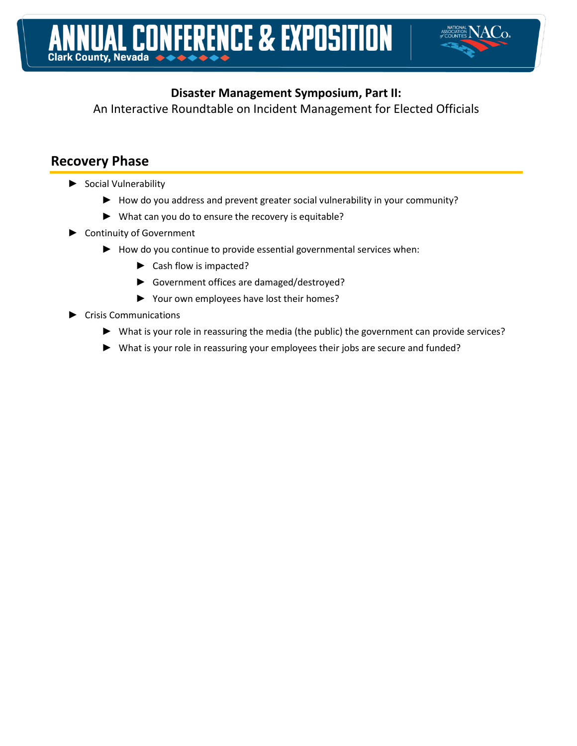**Disaster Management Symposium, Part II:**

An Interactive Roundtable on Incident Management for Elected Officials

## Recovery Phase

- Social Vulnerability
  - How do you address and prevent greater social vulnerability in your community?
  - What can you do to ensure the recovery is equitable?
- Continuity of Government
  - How do you continue to provide essential governmental services when:
    - Cash flow is impacted?
    - Government offices are damaged/destroyed?
    - Your own employees have lost their homes?
- Crisis Communications
  - What is your role in reassuring the media (the public) the government can provide services?
  - What is your role in reassuring your employees their jobs are secure and funded?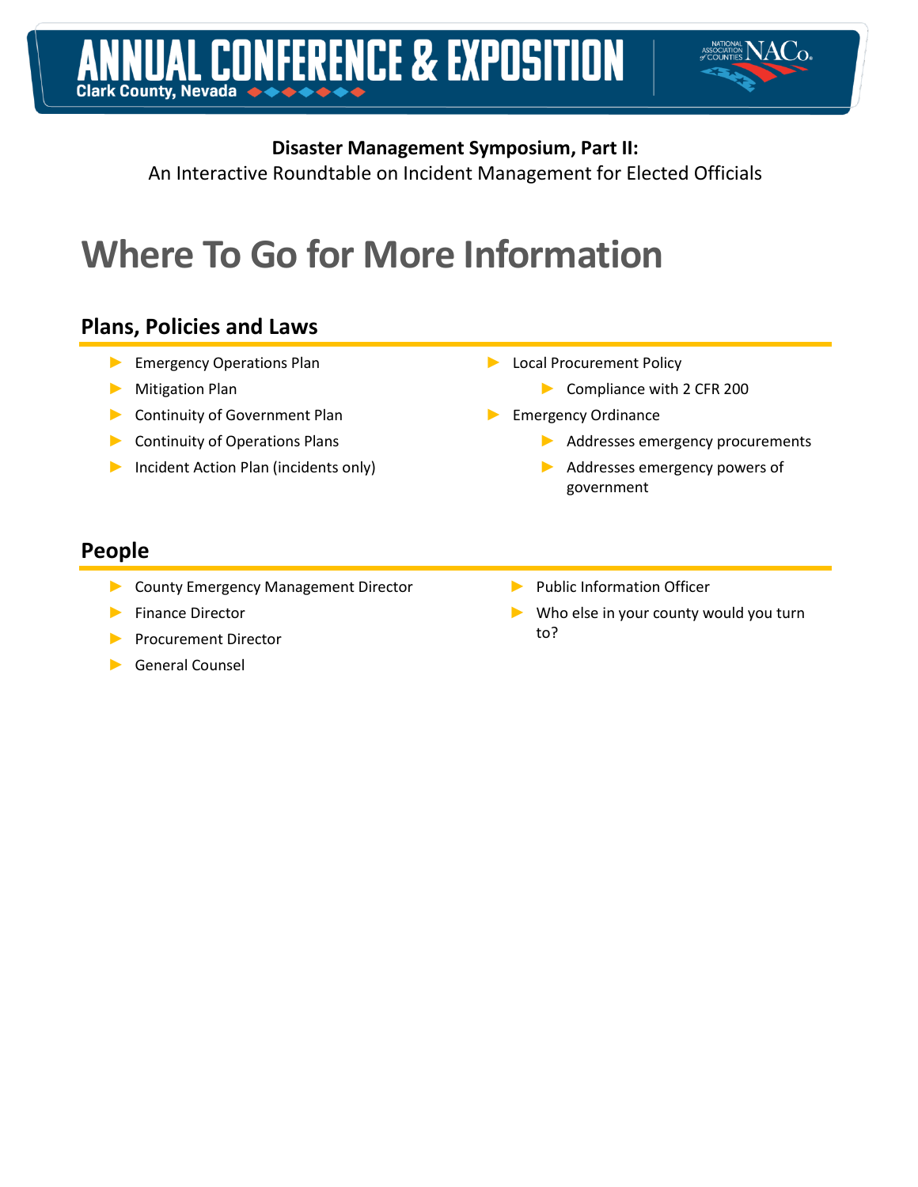**Disaster Management Symposium, Part II:**
An Interactive Roundtable on Incident Management for Elected Officials

# Where To Go for More Information

## Plans, Policies and Laws

- Emergency Operations Plan
- Mitigation Plan
- Continuity of Government Plan
- Continuity of Operations Plans
- Incident Action Plan (incidents only)
- Local Procurement Policy
  - Compliance with 2 CFR 200
- Emergency Ordinance
  - Addresses emergency procurements
  - Addresses emergency powers of government

## People

- County Emergency Management Director
- Finance Director
- Procurement Director
- General Counsel
- Public Information Officer
- Who else in your county would you turn to?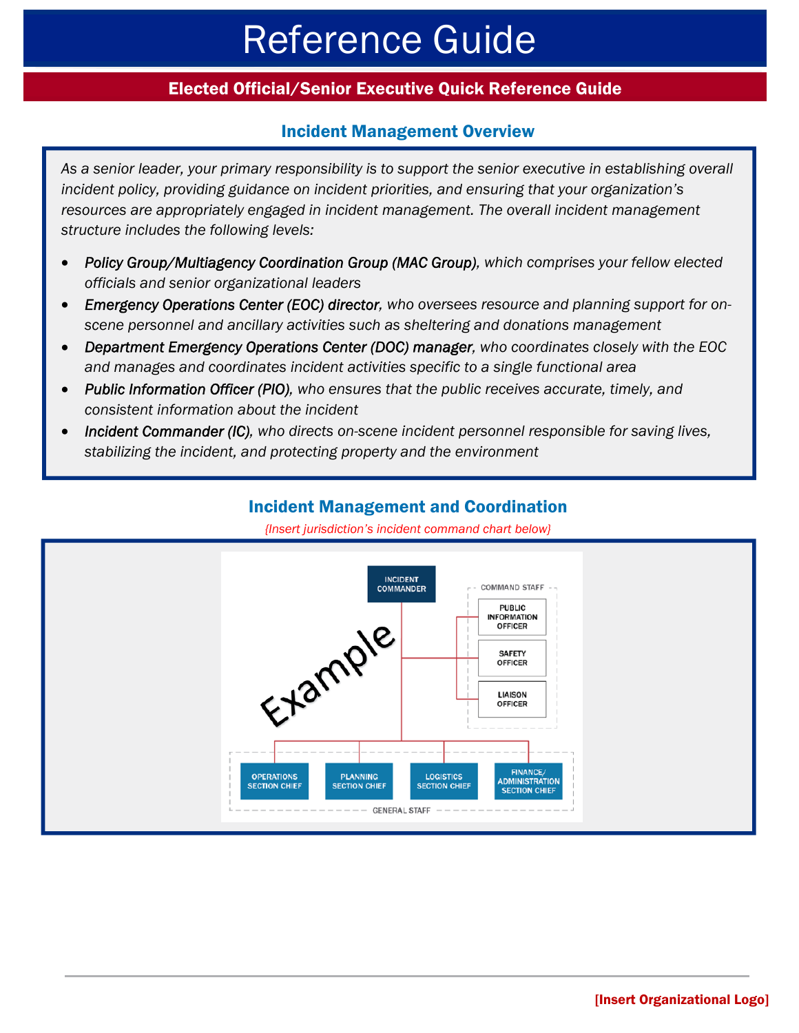# Reference Guide

## Elected Official/Senior Executive Quick Reference Guide

### Incident Management Overview

*As a senior leader, your primary responsibility is to support the senior executive in establishing overall incident policy, providing guidance on incident priorities, and ensuring that your organization's resources are appropriately engaged in incident management. The overall incident management structure includes the following levels:*

- ***Policy Group/Multiagency Coordination Group (MAC Group)****, which comprises your fellow elected officials and senior organizational leaders*
- ***Emergency Operations Center (EOC) director****, who oversees resource and planning support for on-scene personnel and ancillary activities such as sheltering and donations management*
- ***Department Emergency Operations Center (DOC) manager****, who coordinates closely with the EOC and manages and coordinates incident activities specific to a single functional area*
- ***Public Information Officer (PIO)****, who ensures that the public receives accurate, timely, and consistent information about the incident*
- ***Incident Commander (IC)****, who directs on-scene incident personnel responsible for saving lives, stabilizing the incident, and protecting property and the environment*

### Incident Management and Coordination

*{Insert jurisdiction's incident command chart below}*

Example

- INCIDENT COMMANDER
  - COMMAND STAFF
    - PUBLIC INFORMATION OFFICER
    - SAFETY OFFICER
    - LIAISON OFFICER
  - GENERAL STAFF
    - OPERATIONS SECTION CHIEF
    - PLANNING SECTION CHIEF
    - LOGISTICS SECTION CHIEF
    - FINANCE/ADMINISTRATION SECTION CHIEF

**[Insert Organizational Logo]**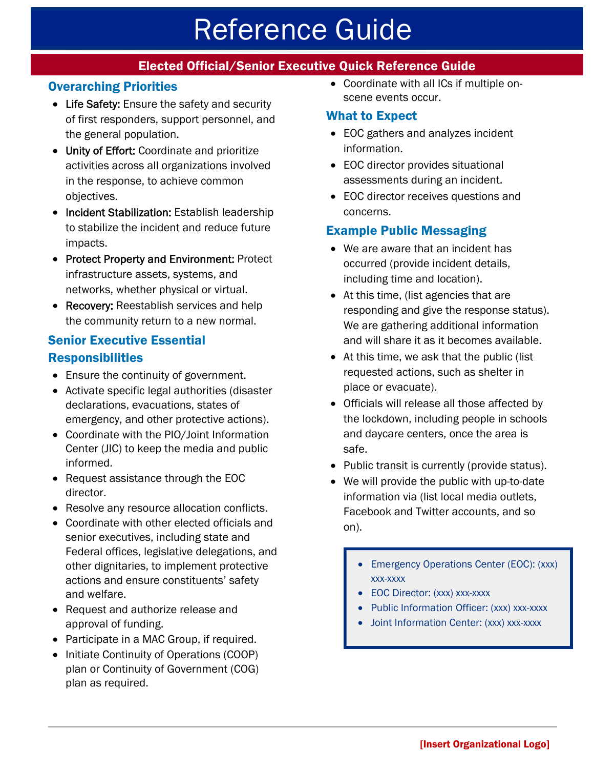# Reference Guide

## Elected Official/Senior Executive Quick Reference Guide

### Overarching Priorities

- **Life Safety:** Ensure the safety and security of first responders, support personnel, and the general population.
- **Unity of Effort:** Coordinate and prioritize activities across all organizations involved in the response, to achieve common objectives.
- **Incident Stabilization:** Establish leadership to stabilize the incident and reduce future impacts.
- **Protect Property and Environment:** Protect infrastructure assets, systems, and networks, whether physical or virtual.
- **Recovery:** Reestablish services and help the community return to a new normal.

### Senior Executive Essential Responsibilities

- Ensure the continuity of government.
- Activate specific legal authorities (disaster declarations, evacuations, states of emergency, and other protective actions).
- Coordinate with the PIO/Joint Information Center (JIC) to keep the media and public informed.
- Request assistance through the EOC director.
- Resolve any resource allocation conflicts.
- Coordinate with other elected officials and senior executives, including state and Federal offices, legislative delegations, and other dignitaries, to implement protective actions and ensure constituents' safety and welfare.
- Request and authorize release and approval of funding.
- Participate in a MAC Group, if required.
- Initiate Continuity of Operations (COOP) plan or Continuity of Government (COG) plan as required.
- Coordinate with all ICs if multiple on-scene events occur.

### What to Expect

- EOC gathers and analyzes incident information.
- EOC director provides situational assessments during an incident.
- EOC director receives questions and concerns.

### Example Public Messaging

- We are aware that an incident has occurred (provide incident details, including time and location).
- At this time, (list agencies that are responding and give the response status). We are gathering additional information and will share it as it becomes available.
- At this time, we ask that the public (list requested actions, such as shelter in place or evacuate).
- Officials will release all those affected by the lockdown, including people in schools and daycare centers, once the area is safe.
- Public transit is currently (provide status).
- We will provide the public with up-to-date information via (list local media outlets, Facebook and Twitter accounts, and so on).

- Emergency Operations Center (EOC): (xxx) xxx-xxxx
- EOC Director: (xxx) xxx-xxxx
- Public Information Officer: (xxx) xxx-xxxx
- Joint Information Center: (xxx) xxx-xxxx

[Insert Organizational Logo]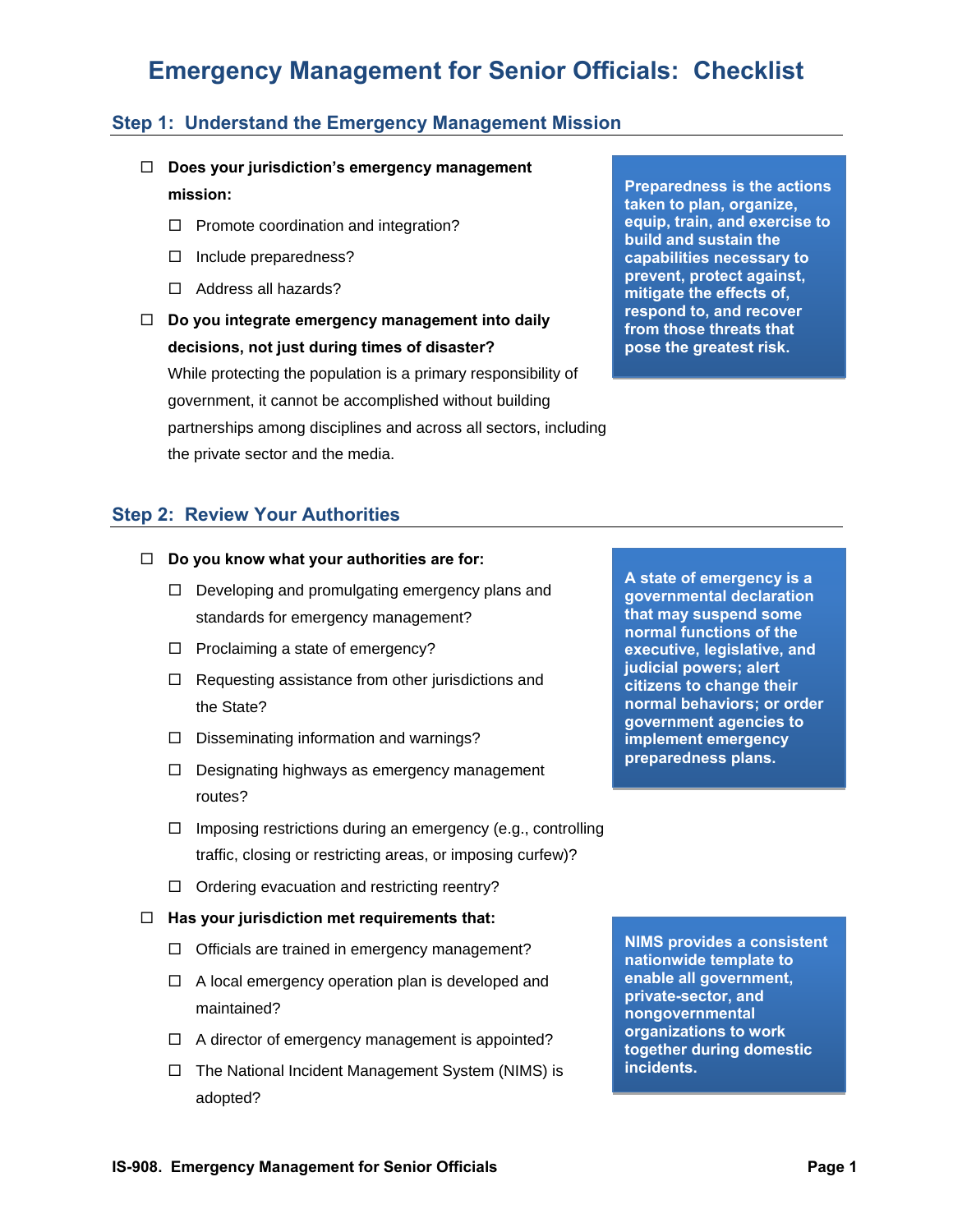# Emergency Management for Senior Officials: Checklist

## Step 1: Understand the Emergency Management Mission

- ☐ **Does your jurisdiction's emergency management mission:**
  - ☐ Promote coordination and integration?
  - ☐ Include preparedness?
  - ☐ Address all hazards?
- ☐ **Do you integrate emergency management into daily decisions, not just during times of disaster?**
  While protecting the population is a primary responsibility of government, it cannot be accomplished without building partnerships among disciplines and across all sectors, including the private sector and the media.

> **Preparedness is the actions taken to plan, organize, equip, train, and exercise to build and sustain the capabilities necessary to prevent, protect against, mitigate the effects of, respond to, and recover from those threats that pose the greatest risk.**

## Step 2: Review Your Authorities

- ☐ **Do you know what your authorities are for:**
  - ☐ Developing and promulgating emergency plans and standards for emergency management?
  - ☐ Proclaiming a state of emergency?
  - ☐ Requesting assistance from other jurisdictions and the State?
  - ☐ Disseminating information and warnings?
  - ☐ Designating highways as emergency management routes?
  - ☐ Imposing restrictions during an emergency (e.g., controlling traffic, closing or restricting areas, or imposing curfew)?
  - ☐ Ordering evacuation and restricting reentry?
- ☐ **Has your jurisdiction met requirements that:**
  - ☐ Officials are trained in emergency management?
  - ☐ A local emergency operation plan is developed and maintained?
  - ☐ A director of emergency management is appointed?
  - ☐ The National Incident Management System (NIMS) is adopted?

> **A state of emergency is a governmental declaration that may suspend some normal functions of the executive, legislative, and judicial powers; alert citizens to change their normal behaviors; or order government agencies to implement emergency preparedness plans.**

> **NIMS provides a consistent nationwide template to enable all government, private-sector, and nongovernmental organizations to work together during domestic incidents.**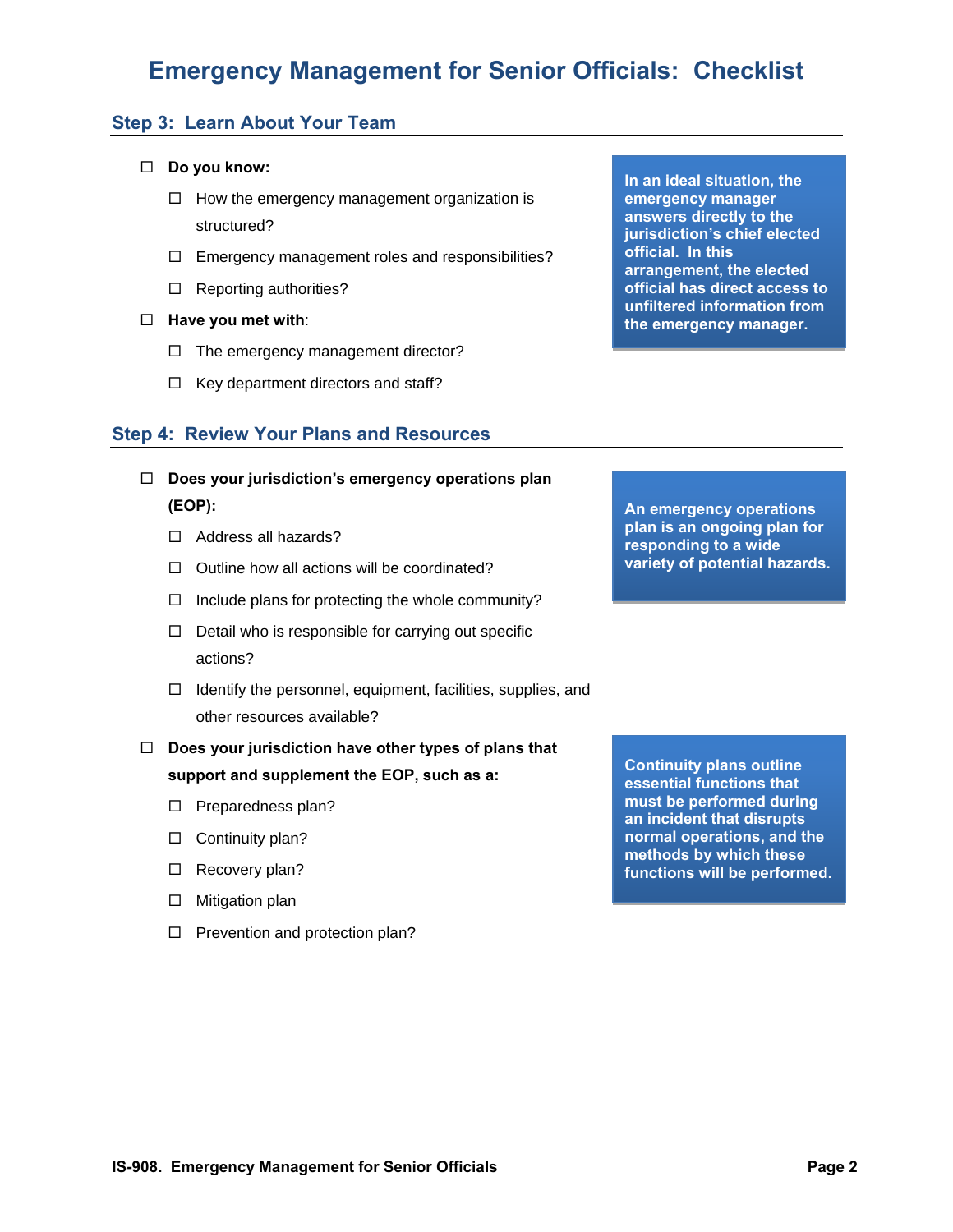# Emergency Management for Senior Officials: Checklist

## Step 3: Learn About Your Team

- ☐ **Do you know:**
  - ☐ How the emergency management organization is structured?
  - ☐ Emergency management roles and responsibilities?
  - ☐ Reporting authorities?
- ☐ **Have you met with**:
  - ☐ The emergency management director?
  - ☐ Key department directors and staff?

**In an ideal situation, the emergency manager answers directly to the jurisdiction's chief elected official. In this arrangement, the elected official has direct access to unfiltered information from the emergency manager.**

## Step 4: Review Your Plans and Resources

- ☐ **Does your jurisdiction's emergency operations plan (EOP):**
  - ☐ Address all hazards?
  - ☐ Outline how all actions will be coordinated?
  - ☐ Include plans for protecting the whole community?
  - ☐ Detail who is responsible for carrying out specific actions?
  - ☐ Identify the personnel, equipment, facilities, supplies, and other resources available?
- ☐ **Does your jurisdiction have other types of plans that support and supplement the EOP, such as a:**
  - ☐ Preparedness plan?
  - ☐ Continuity plan?
  - ☐ Recovery plan?
  - ☐ Mitigation plan
  - ☐ Prevention and protection plan?

**An emergency operations plan is an ongoing plan for responding to a wide variety of potential hazards.**

**Continuity plans outline essential functions that must be performed during an incident that disrupts normal operations, and the methods by which these functions will be performed.**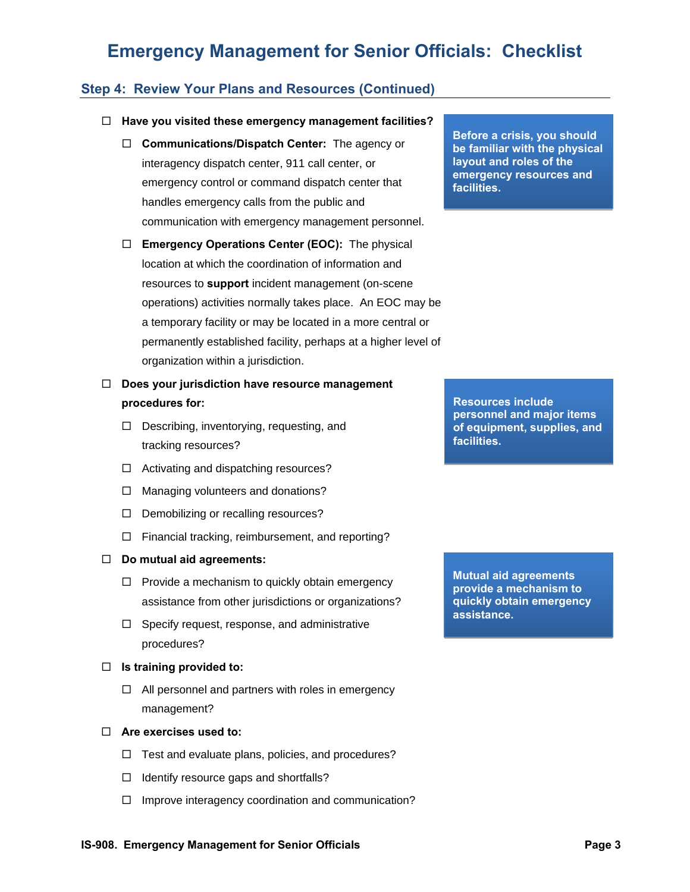# Emergency Management for Senior Officials: Checklist

## Step 4: Review Your Plans and Resources (Continued)

- ☐ **Have you visited these emergency management facilities?**
  - ☐ **Communications/Dispatch Center:** The agency or interagency dispatch center, 911 call center, or emergency control or command dispatch center that handles emergency calls from the public and communication with emergency management personnel.
  - ☐ **Emergency Operations Center (EOC):** The physical location at which the coordination of information and resources to **support** incident management (on-scene operations) activities normally takes place. An EOC may be a temporary facility or may be located in a more central or permanently established facility, perhaps at a higher level of organization within a jurisdiction.

**Before a crisis, you should be familiar with the physical layout and roles of the emergency resources and facilities.**

- ☐ **Does your jurisdiction have resource management procedures for:**
  - ☐ Describing, inventorying, requesting, and tracking resources?
  - ☐ Activating and dispatching resources?
  - ☐ Managing volunteers and donations?
  - ☐ Demobilizing or recalling resources?
  - ☐ Financial tracking, reimbursement, and reporting?

**Resources include personnel and major items of equipment, supplies, and facilities.**

- ☐ **Do mutual aid agreements:**
  - ☐ Provide a mechanism to quickly obtain emergency assistance from other jurisdictions or organizations?
  - ☐ Specify request, response, and administrative procedures?

**Mutual aid agreements provide a mechanism to quickly obtain emergency assistance.**

- ☐ **Is training provided to:**
  - ☐ All personnel and partners with roles in emergency management?
- ☐ **Are exercises used to:**
  - ☐ Test and evaluate plans, policies, and procedures?
  - ☐ Identify resource gaps and shortfalls?
  - ☐ Improve interagency coordination and communication?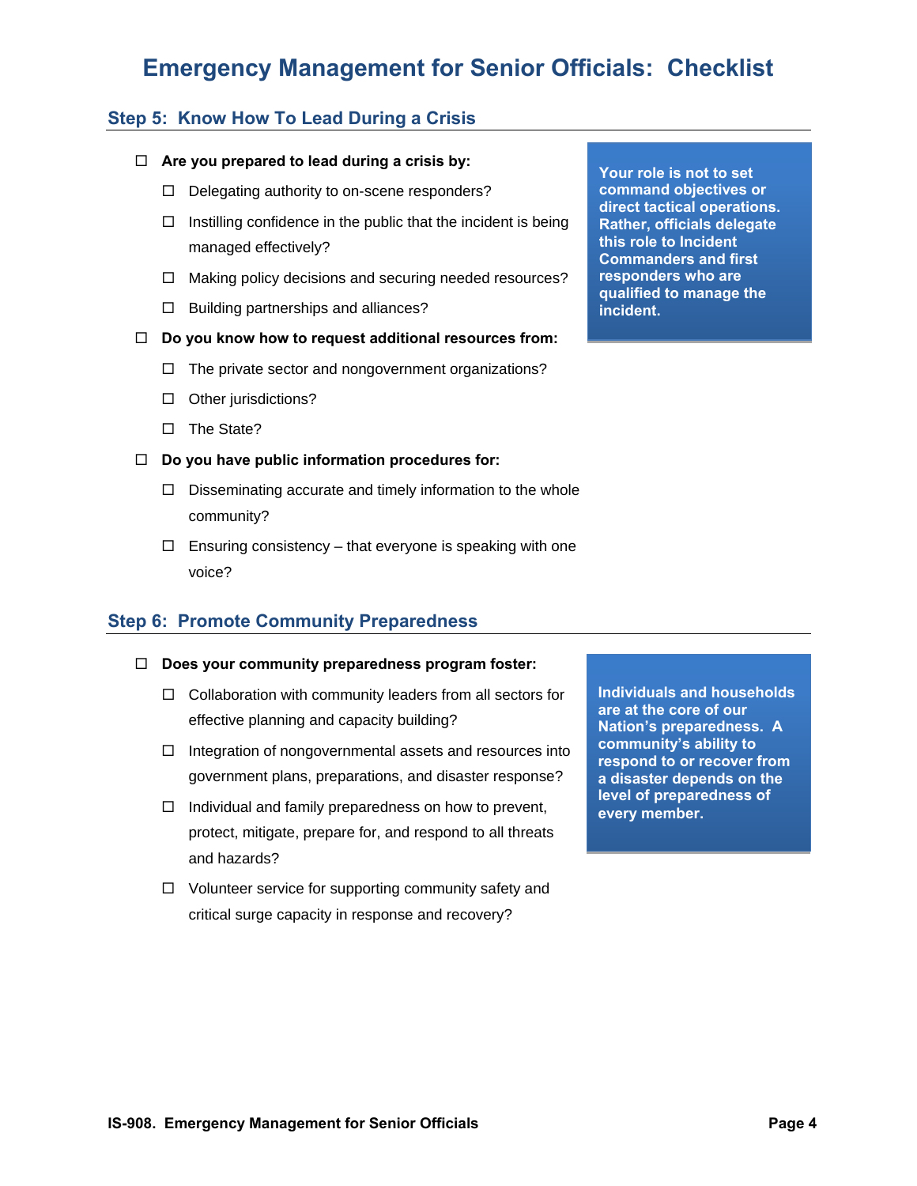# Emergency Management for Senior Officials: Checklist

## Step 5: Know How To Lead During a Crisis

- ☐ **Are you prepared to lead during a crisis by:**
  - ☐ Delegating authority to on-scene responders?
  - ☐ Instilling confidence in the public that the incident is being managed effectively?
  - ☐ Making policy decisions and securing needed resources?
  - ☐ Building partnerships and alliances?
- ☐ **Do you know how to request additional resources from:**
  - ☐ The private sector and nongovernment organizations?
  - ☐ Other jurisdictions?
  - ☐ The State?
- ☐ **Do you have public information procedures for:**
  - ☐ Disseminating accurate and timely information to the whole community?
  - ☐ Ensuring consistency – that everyone is speaking with one voice?

**Your role is not to set command objectives or direct tactical operations. Rather, officials delegate this role to Incident Commanders and first responders who are qualified to manage the incident.**

## Step 6: Promote Community Preparedness

- ☐ **Does your community preparedness program foster:**
  - ☐ Collaboration with community leaders from all sectors for effective planning and capacity building?
  - ☐ Integration of nongovernmental assets and resources into government plans, preparations, and disaster response?
  - ☐ Individual and family preparedness on how to prevent, protect, mitigate, prepare for, and respond to all threats and hazards?
  - ☐ Volunteer service for supporting community safety and critical surge capacity in response and recovery?

**Individuals and households are at the core of our Nation's preparedness. A community's ability to respond to or recover from a disaster depends on the level of preparedness of every member.**